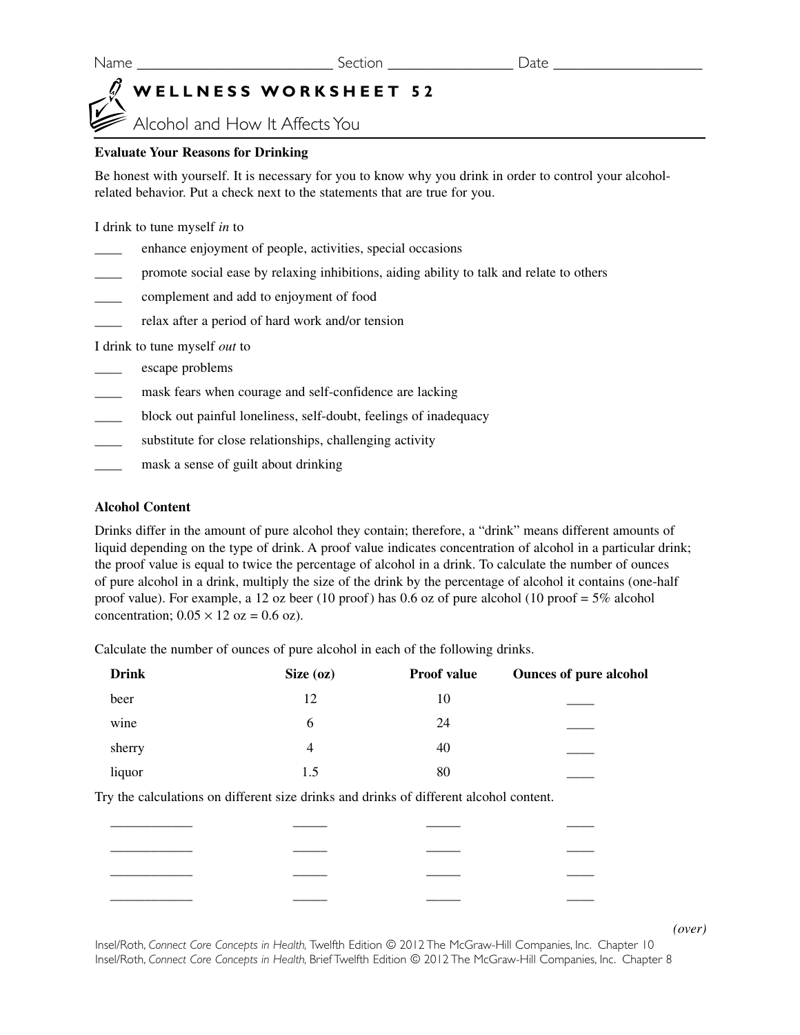Name ________________________ Section ______________ Date _________________

# WELLNESS WORKSHEET 52

## Alcohol and How It Affects You

### Evaluate Your Reasons for Drinking

Be honest with yourself. It is necessary for you to know why you drink in order to control your alcohol-related behavior. Put a check next to the statements that are true for you.

I drink to tune myself *in* to

____ enhance enjoyment of people, activities, special occasions

____ promote social ease by relaxing inhibitions, aiding ability to talk and relate to others

____ complement and add to enjoyment of food

____ relax after a period of hard work and/or tension

I drink to tune myself *out* to

____ escape problems

____ mask fears when courage and self-confidence are lacking

____ block out painful loneliness, self-doubt, feelings of inadequacy

____ substitute for close relationships, challenging activity

____ mask a sense of guilt about drinking

### Alcohol Content

Drinks differ in the amount of pure alcohol they contain; therefore, a "drink" means different amounts of liquid depending on the type of drink. A proof value indicates concentration of alcohol in a particular drink; the proof value is equal to twice the percentage of alcohol in a drink. To calculate the number of ounces of pure alcohol in a drink, multiply the size of the drink by the percentage of alcohol it contains (one-half proof value). For example, a 12 oz beer (10 proof) has 0.6 oz of pure alcohol (10 proof = 5% alcohol concentration; $0.05 \times 12$ oz = 0.6 oz).

Calculate the number of ounces of pure alcohol in each of the following drinks.

| Drink | Size (oz) | Proof value | Ounces of pure alcohol |
|---|---|---|---|
| beer | 12 | 10 | ____ |
| wine | 6 | 24 | ____ |
| sherry | 4 | 40 | ____ |
| liquor | 1.5 | 80 | ____ |

Try the calculations on different size drinks and drinks of different alcohol content.

| | | | |
|---|---|---|---|
| ___________ | _____ | _____ | ____ |
| ___________ | _____ | _____ | ____ |
| ___________ | _____ | _____ | ____ |
| ___________ | _____ | _____ | ____ |

*(over)*

Insel/Roth, *Connect Core Concepts in Health,* Twelfth Edition © 2012 The McGraw-Hill Companies, Inc. Chapter 10
Insel/Roth, *Connect Core Concepts in Health,* Brief Twelfth Edition © 2012 The McGraw-Hill Companies, Inc. Chapter 8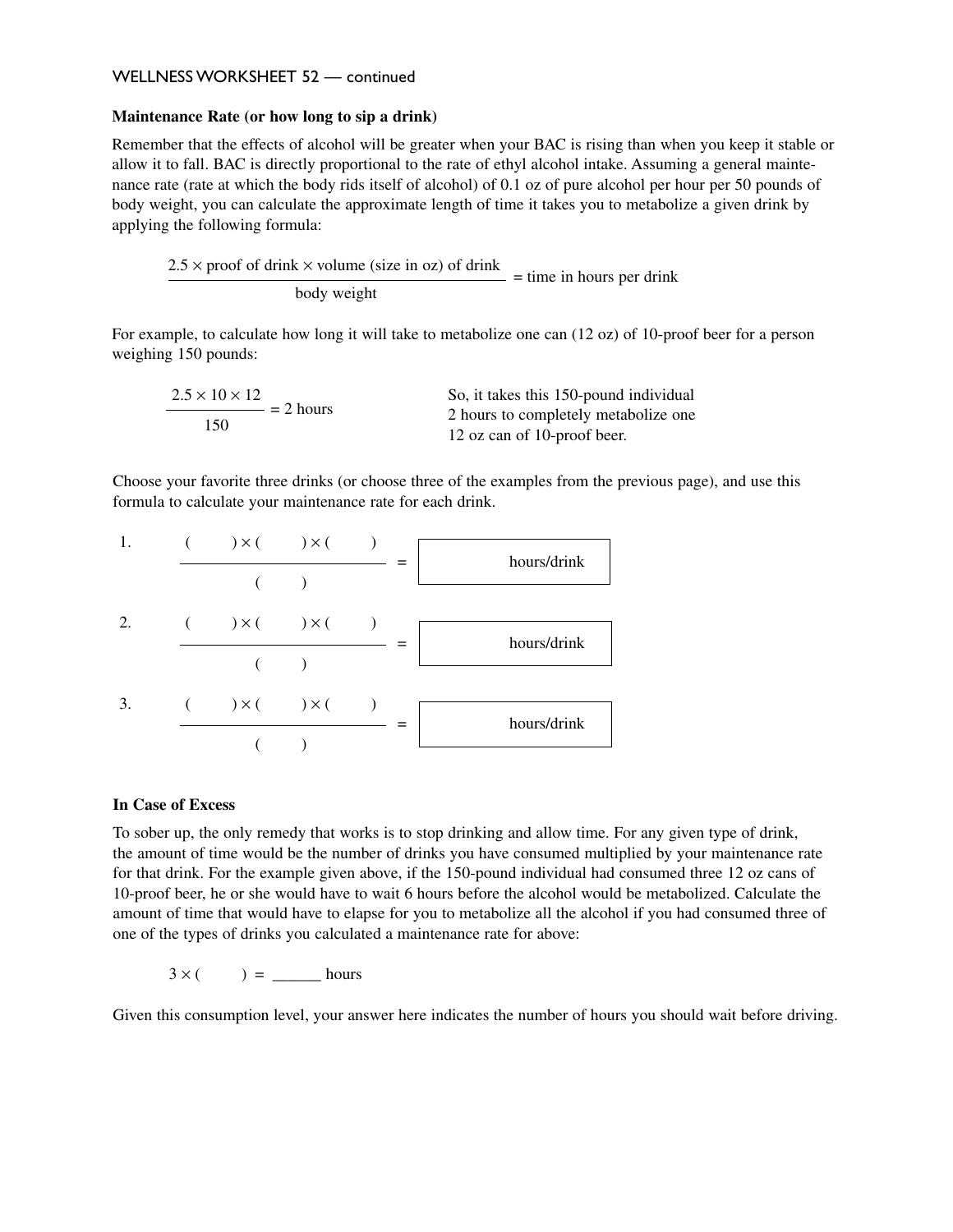WELLNESS WORKSHEET 52 — continued

**Maintenance Rate (or how long to sip a drink)**

Remember that the effects of alcohol will be greater when your BAC is rising than when you keep it stable or allow it to fall. BAC is directly proportional to the rate of ethyl alcohol intake. Assuming a general maintenance rate (rate at which the body rids itself of alcohol) of 0.1 oz of pure alcohol per hour per 50 pounds of body weight, you can calculate the approximate length of time it takes you to metabolize a given drink by applying the following formula:

$$\frac{2.5 \times \text{proof of drink} \times \text{volume (size in oz) of drink}}{\text{body weight}} = \text{time in hours per drink}$$

For example, to calculate how long it will take to metabolize one can (12 oz) of 10-proof beer for a person weighing 150 pounds:

$$\frac{2.5 \times 10 \times 12}{150} = 2 \text{ hours}$$

So, it takes this 150-pound individual 2 hours to completely metabolize one 12 oz can of 10-proof beer.

Choose your favorite three drinks (or choose three of the examples from the previous page), and use this formula to calculate your maintenance rate for each drink.

1. $\dfrac{(\quad) \times (\quad) \times (\quad)}{(\quad)} =$ ______ hours/drink

2. $\dfrac{(\quad) \times (\quad) \times (\quad)}{(\quad)} =$ ______ hours/drink

3. $\dfrac{(\quad) \times (\quad) \times (\quad)}{(\quad)} =$ ______ hours/drink

**In Case of Excess**

To sober up, the only remedy that works is to stop drinking and allow time. For any given type of drink, the amount of time would be the number of drinks you have consumed multiplied by your maintenance rate for that drink. For the example given above, if the 150-pound individual had consumed three 12 oz cans of 10-proof beer, he or she would have to wait 6 hours before the alcohol would be metabolized. Calculate the amount of time that would have to elapse for you to metabolize all the alcohol if you had consumed three of one of the types of drinks you calculated a maintenance rate for above:

$3 \times (\quad) =$ ______ hours

Given this consumption level, your answer here indicates the number of hours you should wait before driving.